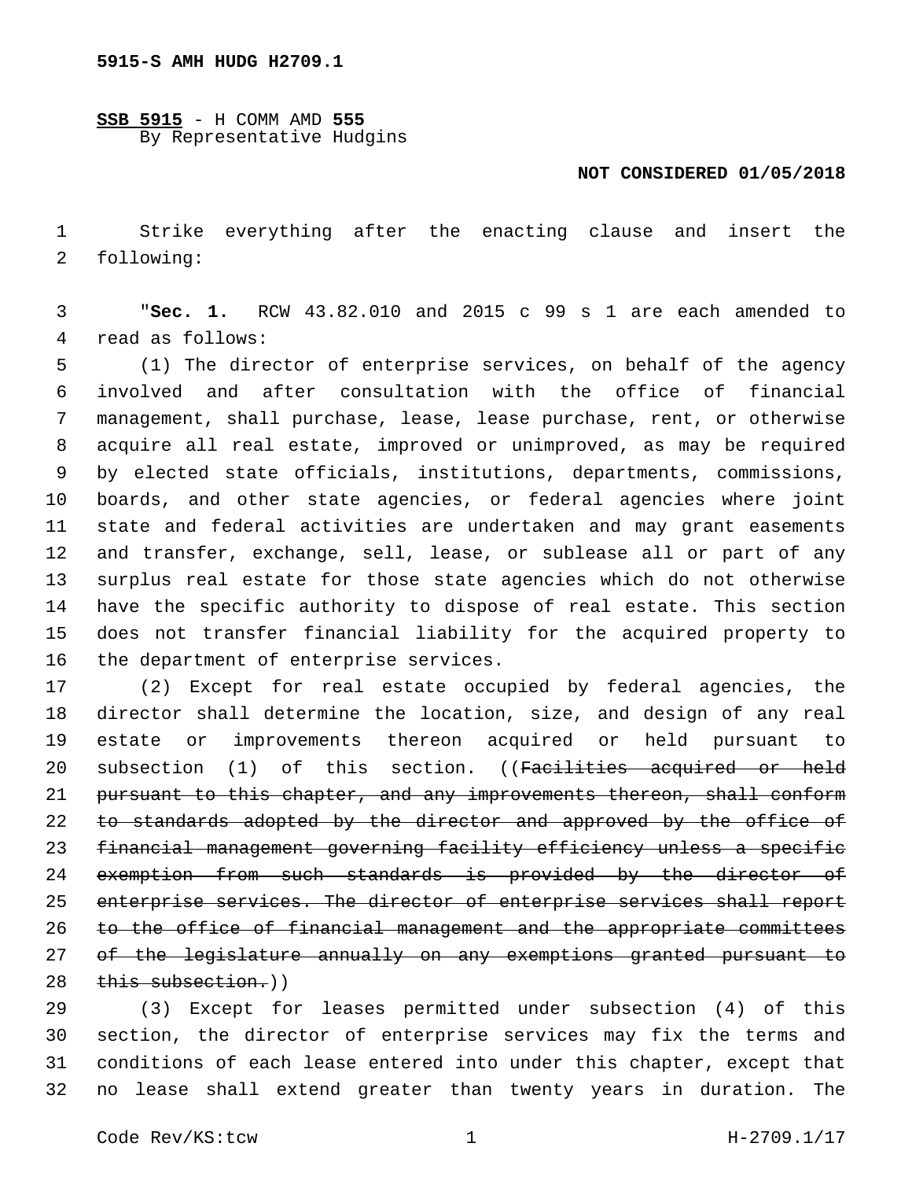5915-S AMH HUDG H2709.1

**SSB 5915** - H COMM AMD **555**
By Representative Hudgins

**NOT CONSIDERED 01/05/2018**

Strike everything after the enacting clause and insert the following:

"**Sec. 1.** RCW 43.82.010 and 2015 c 99 s 1 are each amended to read as follows:

(1) The director of enterprise services, on behalf of the agency involved and after consultation with the office of financial management, shall purchase, lease, lease purchase, rent, or otherwise acquire all real estate, improved or unimproved, as may be required by elected state officials, institutions, departments, commissions, boards, and other state agencies, or federal agencies where joint state and federal activities are undertaken and may grant easements and transfer, exchange, sell, lease, or sublease all or part of any surplus real estate for those state agencies which do not otherwise have the specific authority to dispose of real estate. This section does not transfer financial liability for the acquired property to the department of enterprise services.

(2) Except for real estate occupied by federal agencies, the director shall determine the location, size, and design of any real estate or improvements thereon acquired or held pursuant to subsection (1) of this section. ((~~Facilities acquired or held pursuant to this chapter, and any improvements thereon, shall conform to standards adopted by the director and approved by the office of financial management governing facility efficiency unless a specific exemption from such standards is provided by the director of enterprise services. The director of enterprise services shall report to the office of financial management and the appropriate committees of the legislature annually on any exemptions granted pursuant to this subsection.~~))

(3) Except for leases permitted under subsection (4) of this section, the director of enterprise services may fix the terms and conditions of each lease entered into under this chapter, except that no lease shall extend greater than twenty years in duration. The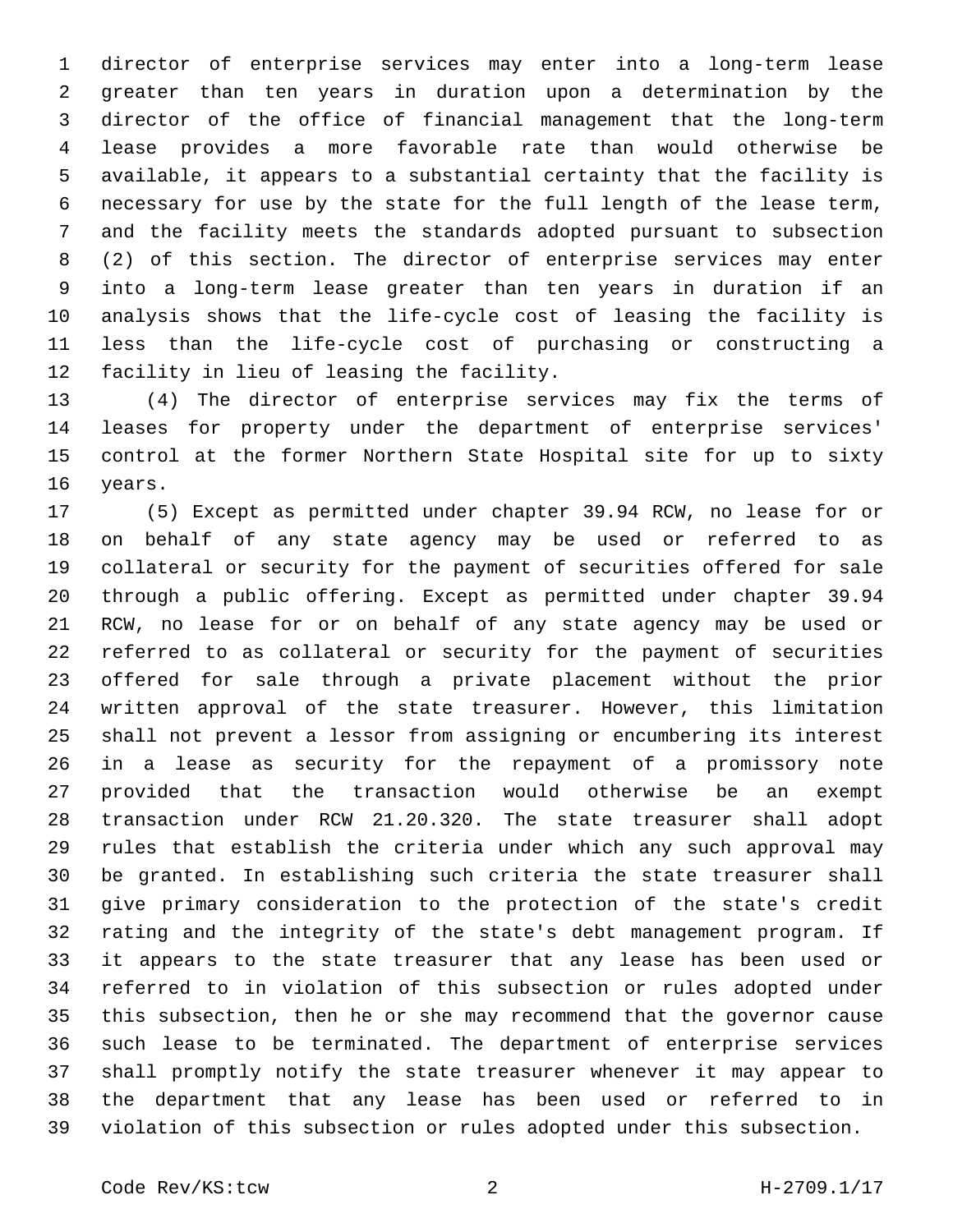director of enterprise services may enter into a long-term lease greater than ten years in duration upon a determination by the director of the office of financial management that the long-term lease provides a more favorable rate than would otherwise be available, it appears to a substantial certainty that the facility is necessary for use by the state for the full length of the lease term, and the facility meets the standards adopted pursuant to subsection (2) of this section. The director of enterprise services may enter into a long-term lease greater than ten years in duration if an analysis shows that the life-cycle cost of leasing the facility is less than the life-cycle cost of purchasing or constructing a facility in lieu of leasing the facility.

(4) The director of enterprise services may fix the terms of leases for property under the department of enterprise services' control at the former Northern State Hospital site for up to sixty years.

(5) Except as permitted under chapter 39.94 RCW, no lease for or on behalf of any state agency may be used or referred to as collateral or security for the payment of securities offered for sale through a public offering. Except as permitted under chapter 39.94 RCW, no lease for or on behalf of any state agency may be used or referred to as collateral or security for the payment of securities offered for sale through a private placement without the prior written approval of the state treasurer. However, this limitation shall not prevent a lessor from assigning or encumbering its interest in a lease as security for the repayment of a promissory note provided that the transaction would otherwise be an exempt transaction under RCW 21.20.320. The state treasurer shall adopt rules that establish the criteria under which any such approval may be granted. In establishing such criteria the state treasurer shall give primary consideration to the protection of the state's credit rating and the integrity of the state's debt management program. If it appears to the state treasurer that any lease has been used or referred to in violation of this subsection or rules adopted under this subsection, then he or she may recommend that the governor cause such lease to be terminated. The department of enterprise services shall promptly notify the state treasurer whenever it may appear to the department that any lease has been used or referred to in violation of this subsection or rules adopted under this subsection.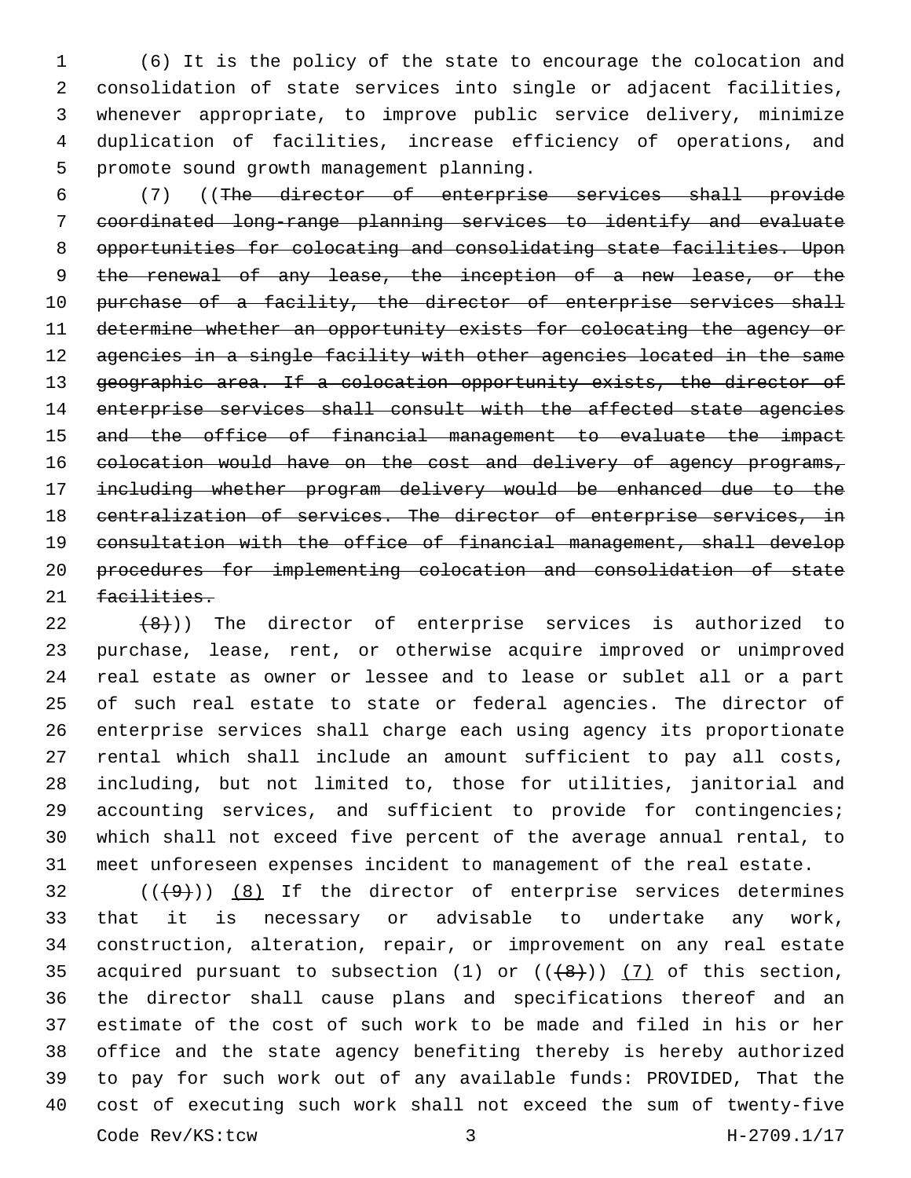(6) It is the policy of the state to encourage the colocation and consolidation of state services into single or adjacent facilities, whenever appropriate, to improve public service delivery, minimize duplication of facilities, increase efficiency of operations, and promote sound growth management planning.

(7) ((~~The director of enterprise services shall provide coordinated long-range planning services to identify and evaluate opportunities for colocating and consolidating state facilities. Upon the renewal of any lease, the inception of a new lease, or the purchase of a facility, the director of enterprise services shall determine whether an opportunity exists for colocating the agency or agencies in a single facility with other agencies located in the same geographic area. If a colocation opportunity exists, the director of enterprise services shall consult with the affected state agencies and the office of financial management to evaluate the impact colocation would have on the cost and delivery of agency programs, including whether program delivery would be enhanced due to the centralization of services. The director of enterprise services, in consultation with the office of financial management, shall develop procedures for implementing colocation and consolidation of state facilities.~~

~~(8)~~)) The director of enterprise services is authorized to purchase, lease, rent, or otherwise acquire improved or unimproved real estate as owner or lessee and to lease or sublet all or a part of such real estate to state or federal agencies. The director of enterprise services shall charge each using agency its proportionate rental which shall include an amount sufficient to pay all costs, including, but not limited to, those for utilities, janitorial and accounting services, and sufficient to provide for contingencies; which shall not exceed five percent of the average annual rental, to meet unforeseen expenses incident to management of the real estate.

((~~(9)~~)) <u>(8)</u> If the director of enterprise services determines that it is necessary or advisable to undertake any work, construction, alteration, repair, or improvement on any real estate acquired pursuant to subsection (1) or ((~~(8)~~)) <u>(7)</u> of this section, the director shall cause plans and specifications thereof and an estimate of the cost of such work to be made and filed in his or her office and the state agency benefiting thereby is hereby authorized to pay for such work out of any available funds: PROVIDED, That the cost of executing such work shall not exceed the sum of twenty-five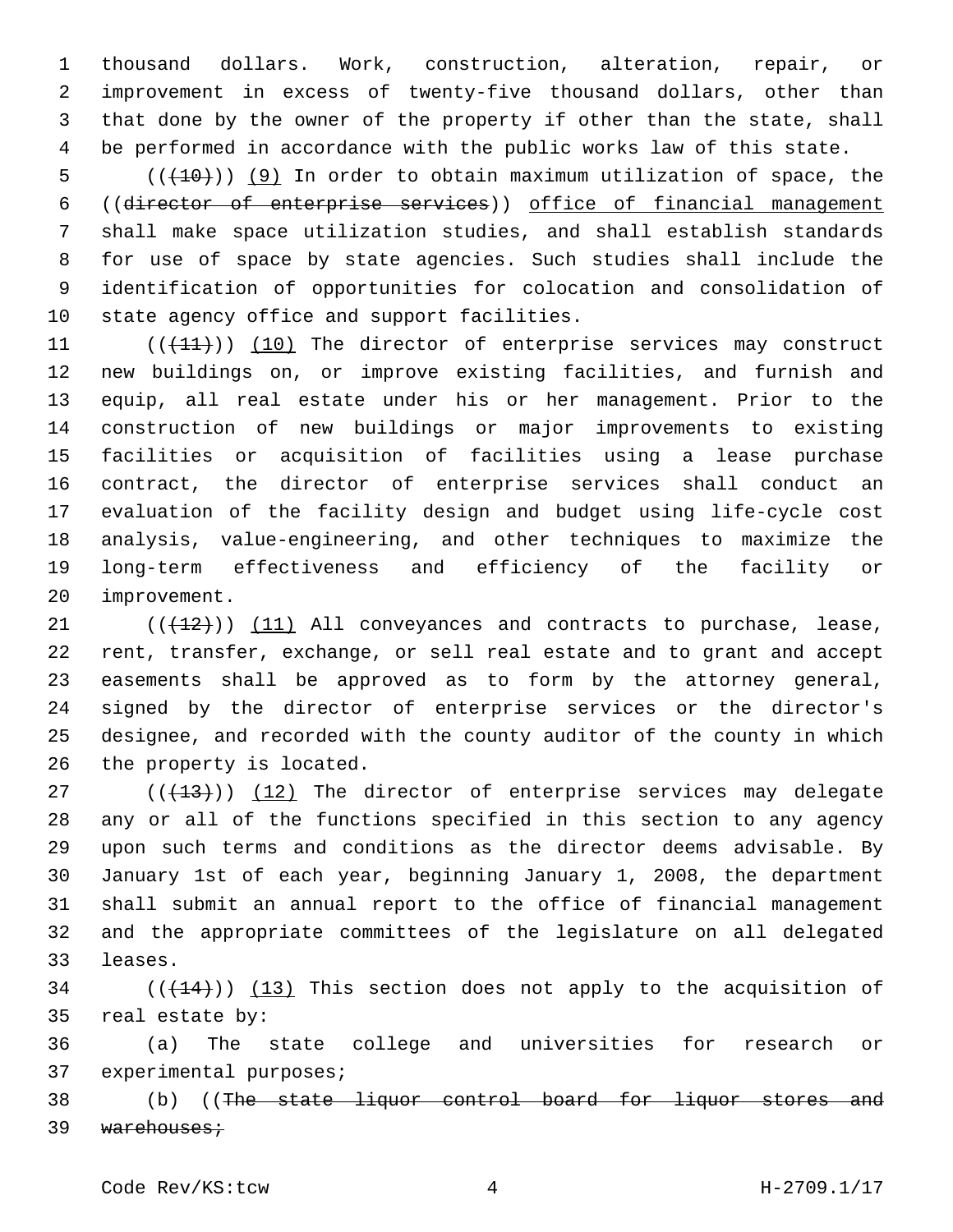thousand dollars. Work, construction, alteration, repair, or improvement in excess of twenty-five thousand dollars, other than that done by the owner of the property if other than the state, shall be performed in accordance with the public works law of this state.

((~~(10)~~)) (9) In order to obtain maximum utilization of space, the ((~~director of enterprise services~~)) office of financial management shall make space utilization studies, and shall establish standards for use of space by state agencies. Such studies shall include the identification of opportunities for colocation and consolidation of state agency office and support facilities.

((~~(11)~~)) (10) The director of enterprise services may construct new buildings on, or improve existing facilities, and furnish and equip, all real estate under his or her management. Prior to the construction of new buildings or major improvements to existing facilities or acquisition of facilities using a lease purchase contract, the director of enterprise services shall conduct an evaluation of the facility design and budget using life-cycle cost analysis, value-engineering, and other techniques to maximize the long-term effectiveness and efficiency of the facility or improvement.

((~~(12)~~)) (11) All conveyances and contracts to purchase, lease, rent, transfer, exchange, or sell real estate and to grant and accept easements shall be approved as to form by the attorney general, signed by the director of enterprise services or the director's designee, and recorded with the county auditor of the county in which the property is located.

((~~(13)~~)) (12) The director of enterprise services may delegate any or all of the functions specified in this section to any agency upon such terms and conditions as the director deems advisable. By January 1st of each year, beginning January 1, 2008, the department shall submit an annual report to the office of financial management and the appropriate committees of the legislature on all delegated leases.

((~~(14)~~)) (13) This section does not apply to the acquisition of real estate by:

(a) The state college and universities for research or experimental purposes;

(b) ((~~The state liquor control board for liquor stores and warehouses;~~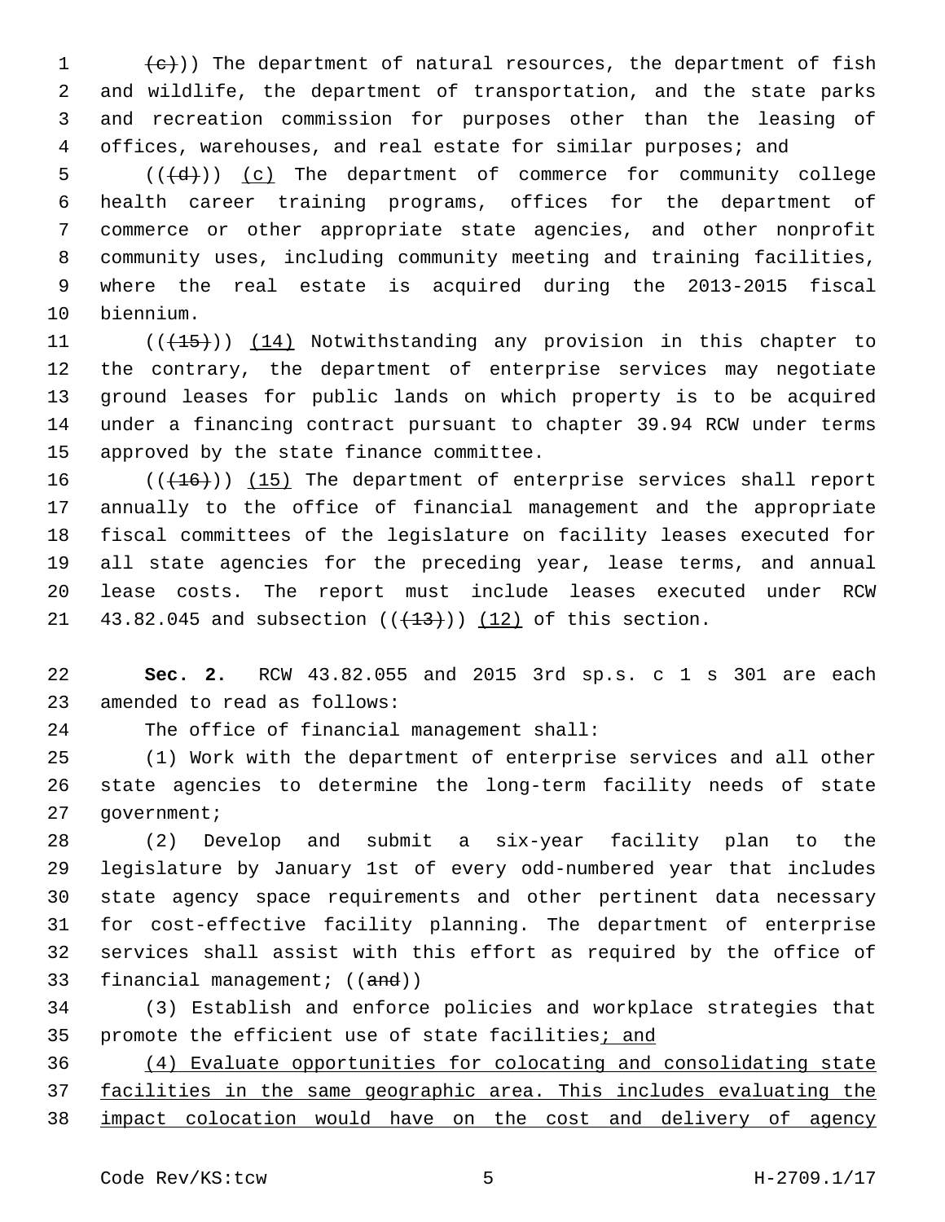(~~(c)~~)) The department of natural resources, the department of fish and wildlife, the department of transportation, and the state parks and recreation commission for purposes other than the leasing of offices, warehouses, and real estate for similar purposes; and

((~~(d)~~)) <u>(c)</u> The department of commerce for community college health career training programs, offices for the department of commerce or other appropriate state agencies, and other nonprofit community uses, including community meeting and training facilities, where the real estate is acquired during the 2013-2015 fiscal biennium.

((~~(15)~~)) <u>(14)</u> Notwithstanding any provision in this chapter to the contrary, the department of enterprise services may negotiate ground leases for public lands on which property is to be acquired under a financing contract pursuant to chapter 39.94 RCW under terms approved by the state finance committee.

((~~(16)~~)) <u>(15)</u> The department of enterprise services shall report annually to the office of financial management and the appropriate fiscal committees of the legislature on facility leases executed for all state agencies for the preceding year, lease terms, and annual lease costs. The report must include leases executed under RCW 43.82.045 and subsection ((~~(13)~~)) <u>(12)</u> of this section.

**Sec. 2.** RCW 43.82.055 and 2015 3rd sp.s. c 1 s 301 are each amended to read as follows:

The office of financial management shall:

(1) Work with the department of enterprise services and all other state agencies to determine the long-term facility needs of state government;

(2) Develop and submit a six-year facility plan to the legislature by January 1st of every odd-numbered year that includes state agency space requirements and other pertinent data necessary for cost-effective facility planning. The department of enterprise services shall assist with this effort as required by the office of financial management; ((~~and~~))

(3) Establish and enforce policies and workplace strategies that promote the efficient use of state facilities<u>; and</u>

<u>(4) Evaluate opportunities for colocating and consolidating state facilities in the same geographic area. This includes evaluating the impact colocation would have on the cost and delivery of agency</u>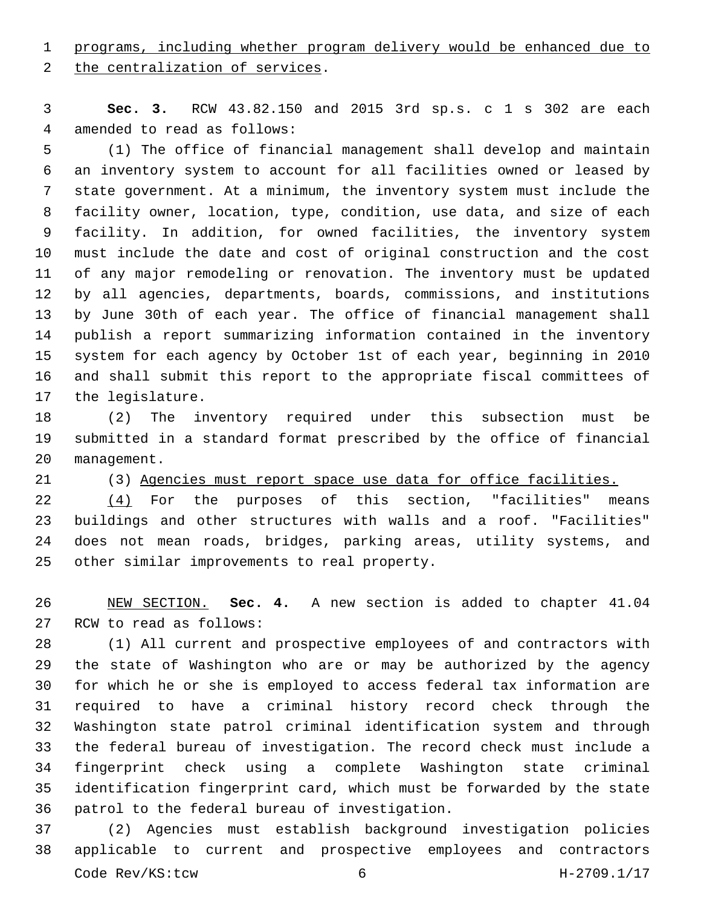programs, including whether program delivery would be enhanced due to the centralization of services.

**Sec. 3.** RCW 43.82.150 and 2015 3rd sp.s. c 1 s 302 are each amended to read as follows:

(1) The office of financial management shall develop and maintain an inventory system to account for all facilities owned or leased by state government. At a minimum, the inventory system must include the facility owner, location, type, condition, use data, and size of each facility. In addition, for owned facilities, the inventory system must include the date and cost of original construction and the cost of any major remodeling or renovation. The inventory must be updated by all agencies, departments, boards, commissions, and institutions by June 30th of each year. The office of financial management shall publish a report summarizing information contained in the inventory system for each agency by October 1st of each year, beginning in 2010 and shall submit this report to the appropriate fiscal committees of the legislature.

(2) The inventory required under this subsection must be submitted in a standard format prescribed by the office of financial management.

(3) Agencies must report space use data for office facilities.

(4) For the purposes of this section, "facilities" means buildings and other structures with walls and a roof. "Facilities" does not mean roads, bridges, parking areas, utility systems, and other similar improvements to real property.

NEW SECTION. **Sec. 4.** A new section is added to chapter 41.04 RCW to read as follows:

(1) All current and prospective employees of and contractors with the state of Washington who are or may be authorized by the agency for which he or she is employed to access federal tax information are required to have a criminal history record check through the Washington state patrol criminal identification system and through the federal bureau of investigation. The record check must include a fingerprint check using a complete Washington state criminal identification fingerprint card, which must be forwarded by the state patrol to the federal bureau of investigation.

(2) Agencies must establish background investigation policies applicable to current and prospective employees and contractors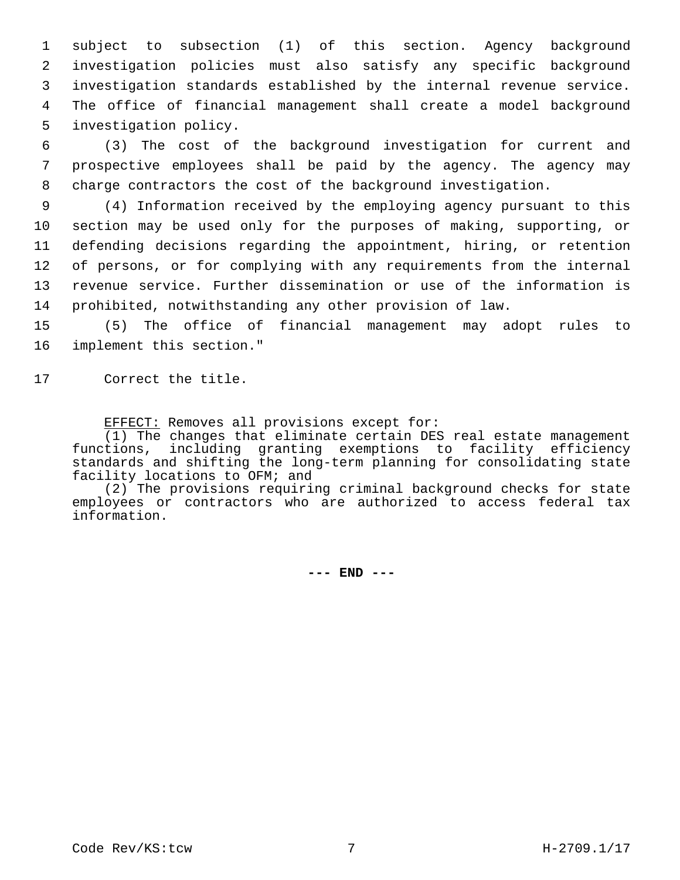subject to subsection (1) of this section. Agency background investigation policies must also satisfy any specific background investigation standards established by the internal revenue service. The office of financial management shall create a model background investigation policy.

(3) The cost of the background investigation for current and prospective employees shall be paid by the agency. The agency may charge contractors the cost of the background investigation.

(4) Information received by the employing agency pursuant to this section may be used only for the purposes of making, supporting, or defending decisions regarding the appointment, hiring, or retention of persons, or for complying with any requirements from the internal revenue service. Further dissemination or use of the information is prohibited, notwithstanding any other provision of law.

(5) The office of financial management may adopt rules to implement this section."

Correct the title.

EFFECT: Removes all provisions except for:

(1) The changes that eliminate certain DES real estate management functions, including granting exemptions to facility efficiency standards and shifting the long-term planning for consolidating state facility locations to OFM; and

(2) The provisions requiring criminal background checks for state employees or contractors who are authorized to access federal tax information.

**--- END ---**